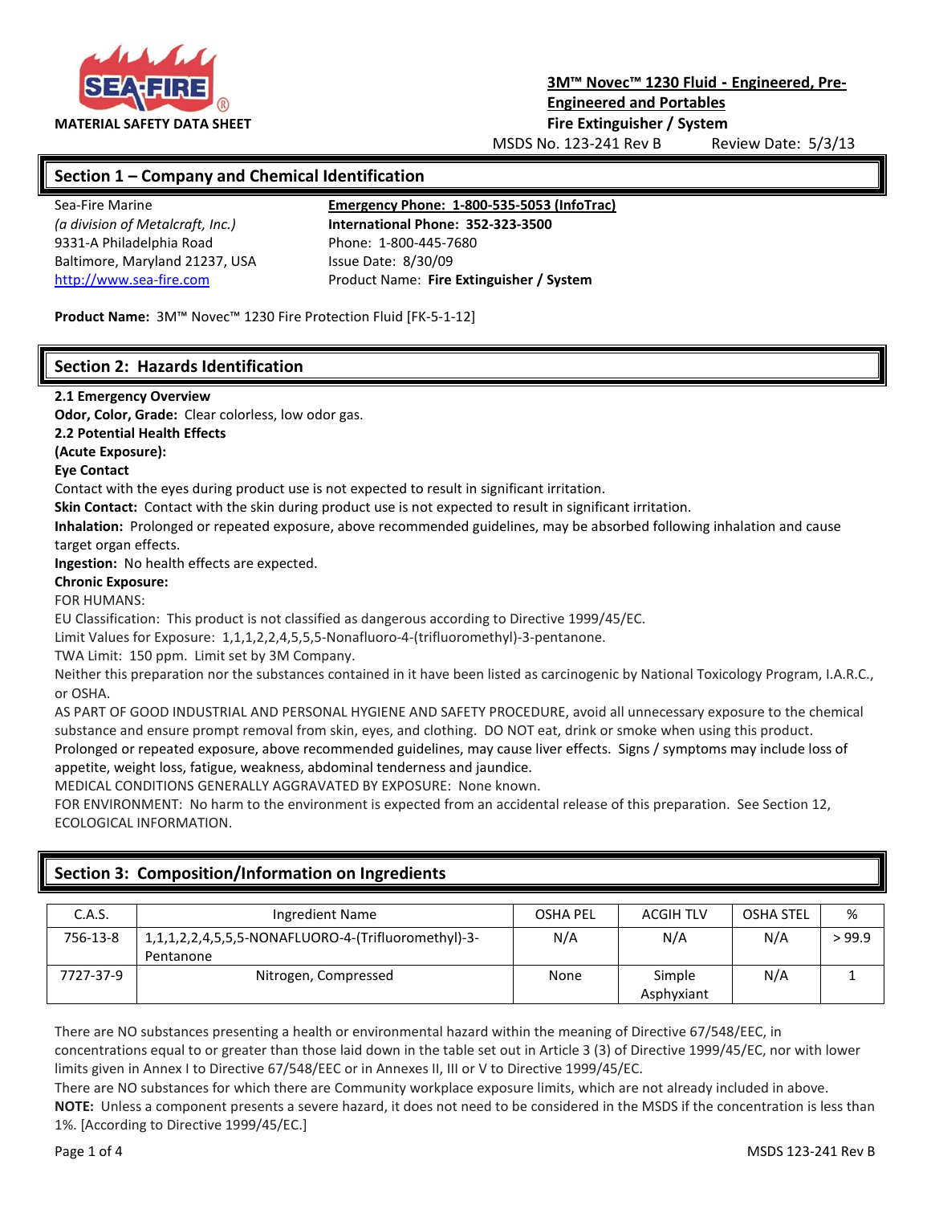**SEA-FIRE**®

**MATERIAL SAFETY DATA SHEET**

**3M™ Novec™ 1230 Fluid - Engineered, Pre-Engineered and Portables**
**Fire Extinguisher / System**

MSDS No. 123-241 Rev B    Review Date: 5/3/13

## Section 1 – Company and Chemical Identification

Sea-Fire Marine
*(a division of Metalcraft, Inc.)*
9331-A Philadelphia Road
Baltimore, Maryland 21237, USA
http://www.sea-fire.com

**Emergency Phone: 1-800-535-5053 (InfoTrac)**
**International Phone: 352-323-3500**
Phone: 1-800-445-7680
Issue Date: 8/30/09
Product Name: **Fire Extinguisher / System**

**Product Name:** 3M™ Novec™ 1230 Fire Protection Fluid [FK-5-1-12]

## Section 2: Hazards Identification

**2.1 Emergency Overview**
**Odor, Color, Grade:** Clear colorless, low odor gas.
**2.2 Potential Health Effects**
**(Acute Exposure):**
**Eye Contact**
Contact with the eyes during product use is not expected to result in significant irritation.
**Skin Contact:** Contact with the skin during product use is not expected to result in significant irritation.
**Inhalation:** Prolonged or repeated exposure, above recommended guidelines, may be absorbed following inhalation and cause target organ effects.
**Ingestion:** No health effects are expected.
**Chronic Exposure:**
FOR HUMANS:
EU Classification: This product is not classified as dangerous according to Directive 1999/45/EC.
Limit Values for Exposure: 1,1,1,2,2,4,5,5,5-Nonafluoro-4-(trifluoromethyl)-3-pentanone.
TWA Limit: 150 ppm. Limit set by 3M Company.
Neither this preparation nor the substances contained in it have been listed as carcinogenic by National Toxicology Program, I.A.R.C., or OSHA.
AS PART OF GOOD INDUSTRIAL AND PERSONAL HYGIENE AND SAFETY PROCEDURE, avoid all unnecessary exposure to the chemical substance and ensure prompt removal from skin, eyes, and clothing. DO NOT eat, drink or smoke when using this product.
Prolonged or repeated exposure, above recommended guidelines, may cause liver effects. Signs / symptoms may include loss of appetite, weight loss, fatigue, weakness, abdominal tenderness and jaundice.
MEDICAL CONDITIONS GENERALLY AGGRAVATED BY EXPOSURE: None known.
FOR ENVIRONMENT: No harm to the environment is expected from an accidental release of this preparation. See Section 12, ECOLOGICAL INFORMATION.

## Section 3: Composition/Information on Ingredients

| C.A.S. | Ingredient Name | OSHA PEL | ACGIH TLV | OSHA STEL | % |
|---|---|---|---|---|---|
| 756-13-8 | 1,1,1,2,2,4,5,5,5-NONAFLUORO-4-(Trifluoromethyl)-3-Pentanone | N/A | N/A | N/A | > 99.9 |
| 7727-37-9 | Nitrogen, Compressed | None | Simple Asphyxiant | N/A | 1 |

There are NO substances presenting a health or environmental hazard within the meaning of Directive 67/548/EEC, in concentrations equal to or greater than those laid down in the table set out in Article 3 (3) of Directive 1999/45/EC, nor with lower limits given in Annex I to Directive 67/548/EEC or in Annexes II, III or V to Directive 1999/45/EC.
There are NO substances for which there are Community workplace exposure limits, which are not already included in above.
**NOTE:** Unless a component presents a severe hazard, it does not need to be considered in the MSDS if the concentration is less than 1%. [According to Directive 1999/45/EC.]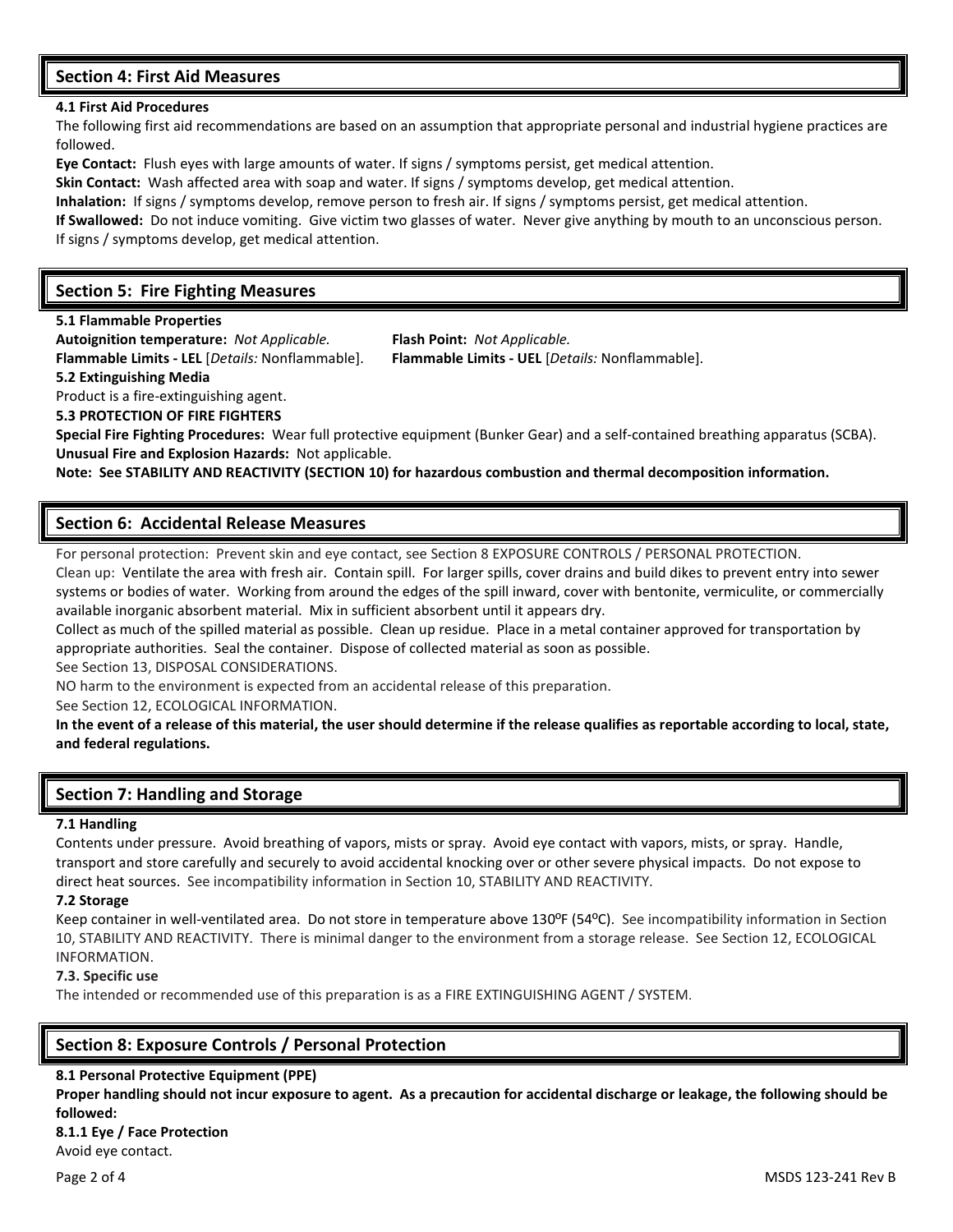## Section 4: First Aid Measures

**4.1 First Aid Procedures**

The following first aid recommendations are based on an assumption that appropriate personal and industrial hygiene practices are followed.

**Eye Contact:** Flush eyes with large amounts of water. If signs / symptoms persist, get medical attention.

**Skin Contact:** Wash affected area with soap and water. If signs / symptoms develop, get medical attention.

**Inhalation:** If signs / symptoms develop, remove person to fresh air. If signs / symptoms persist, get medical attention.

**If Swallowed:** Do not induce vomiting. Give victim two glasses of water. Never give anything by mouth to an unconscious person. If signs / symptoms develop, get medical attention.

## Section 5: Fire Fighting Measures

**5.1 Flammable Properties**

**Autoignition temperature:** *Not Applicable.*

**Flash Point:** *Not Applicable.*

**Flammable Limits - LEL** [*Details:* Nonflammable].

**Flammable Limits - UEL** [*Details:* Nonflammable].

**5.2 Extinguishing Media**

Product is a fire-extinguishing agent.

**5.3 PROTECTION OF FIRE FIGHTERS**

**Special Fire Fighting Procedures:** Wear full protective equipment (Bunker Gear) and a self-contained breathing apparatus (SCBA).

**Unusual Fire and Explosion Hazards:** Not applicable.

**Note: See STABILITY AND REACTIVITY (SECTION 10) for hazardous combustion and thermal decomposition information.**

## Section 6: Accidental Release Measures

For personal protection: Prevent skin and eye contact, see Section 8 EXPOSURE CONTROLS / PERSONAL PROTECTION.

Clean up: Ventilate the area with fresh air. Contain spill. For larger spills, cover drains and build dikes to prevent entry into sewer systems or bodies of water. Working from around the edges of the spill inward, cover with bentonite, vermiculite, or commercially available inorganic absorbent material. Mix in sufficient absorbent until it appears dry.

Collect as much of the spilled material as possible. Clean up residue. Place in a metal container approved for transportation by appropriate authorities. Seal the container. Dispose of collected material as soon as possible.

See Section 13, DISPOSAL CONSIDERATIONS.

NO harm to the environment is expected from an accidental release of this preparation.

See Section 12, ECOLOGICAL INFORMATION.

**In the event of a release of this material, the user should determine if the release qualifies as reportable according to local, state, and federal regulations.**

## Section 7: Handling and Storage

**7.1 Handling**

Contents under pressure. Avoid breathing of vapors, mists or spray. Avoid eye contact with vapors, mists, or spray. Handle, transport and store carefully and securely to avoid accidental knocking over or other severe physical impacts. Do not expose to direct heat sources. See incompatibility information in Section 10, STABILITY AND REACTIVITY.

**7.2 Storage**

Keep container in well-ventilated area. Do not store in temperature above 130ºF (54ºC). See incompatibility information in Section 10, STABILITY AND REACTIVITY. There is minimal danger to the environment from a storage release. See Section 12, ECOLOGICAL INFORMATION.

**7.3. Specific use**

The intended or recommended use of this preparation is as a FIRE EXTINGUISHING AGENT / SYSTEM.

## Section 8: Exposure Controls / Personal Protection

**8.1 Personal Protective Equipment (PPE)**

**Proper handling should not incur exposure to agent. As a precaution for accidental discharge or leakage, the following should be followed:**

**8.1.1 Eye / Face Protection**

Avoid eye contact.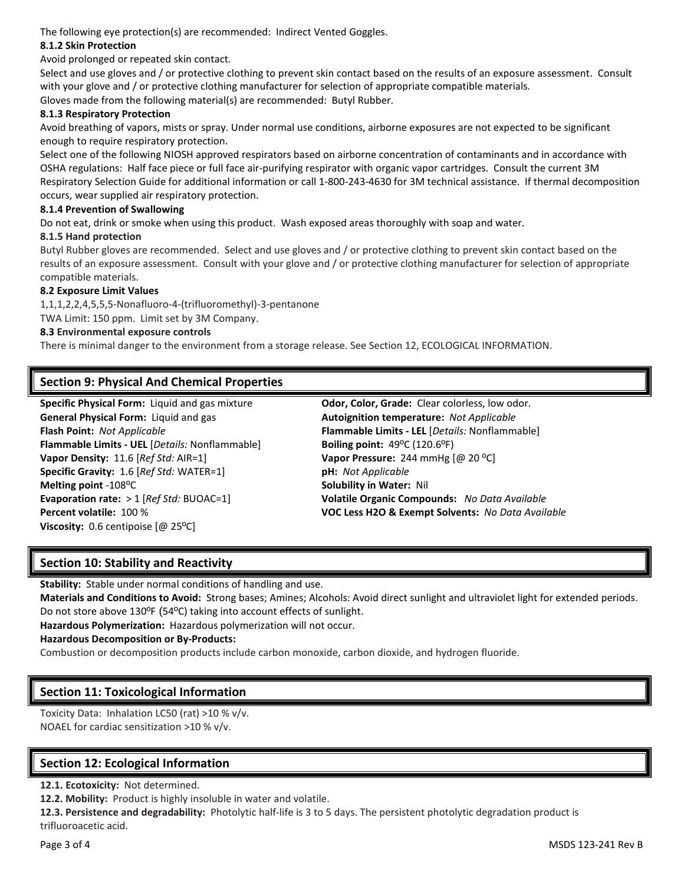The following eye protection(s) are recommended: Indirect Vented Goggles.

#### 8.1.2 Skin Protection

Avoid prolonged or repeated skin contact.

Select and use gloves and / or protective clothing to prevent skin contact based on the results of an exposure assessment. Consult with your glove and / or protective clothing manufacturer for selection of appropriate compatible materials.

Gloves made from the following material(s) are recommended: Butyl Rubber.

#### 8.1.3 Respiratory Protection

Avoid breathing of vapors, mists or spray. Under normal use conditions, airborne exposures are not expected to be significant enough to require respiratory protection.

Select one of the following NIOSH approved respirators based on airborne concentration of contaminants and in accordance with OSHA regulations: Half face piece or full face air-purifying respirator with organic vapor cartridges. Consult the current 3M Respiratory Selection Guide for additional information or call 1-800-243-4630 for 3M technical assistance. If thermal decomposition occurs, wear supplied air respiratory protection.

#### 8.1.4 Prevention of Swallowing

Do not eat, drink or smoke when using this product. Wash exposed areas thoroughly with soap and water.

#### 8.1.5 Hand protection

Butyl Rubber gloves are recommended. Select and use gloves and / or protective clothing to prevent skin contact based on the results of an exposure assessment. Consult with your glove and / or protective clothing manufacturer for selection of appropriate compatible materials.

### 8.2 Exposure Limit Values

1,1,1,2,2,4,5,5,5-Nonafluoro-4-(trifluoromethyl)-3-pentanone

TWA Limit: 150 ppm. Limit set by 3M Company.

### 8.3 Environmental exposure controls

There is minimal danger to the environment from a storage release. See Section 12, ECOLOGICAL INFORMATION.

## Section 9: Physical And Chemical Properties

**Specific Physical Form:** Liquid and gas mixture

**General Physical Form:** Liquid and gas

**Flash Point:** *Not Applicable*

**Flammable Limits - UEL** [*Details:* Nonflammable]

**Vapor Density:** 11.6 [*Ref Std:* AIR=1]

**Specific Gravity:** 1.6 [*Ref Std:* WATER=1]

**Melting point** -108ºC

**Evaporation rate:** > 1 [*Ref Std:* BUOAC=1]

**Percent volatile:** 100 %

**Viscosity:** 0.6 centipoise [@ 25ºC]

**Odor, Color, Grade:** Clear colorless, low odor.

**Autoignition temperature:** *Not Applicable*

**Flammable Limits - LEL** [*Details:* Nonflammable]

**Boiling point:** 49ºC (120.6ºF)

**Vapor Pressure:** 244 mmHg [@ 20 ºC]

**pH:** *Not Applicable*

**Solubility in Water:** Nil

**Volatile Organic Compounds:** *No Data Available*

**VOC Less H2O & Exempt Solvents:** *No Data Available*

## Section 10: Stability and Reactivity

**Stability:** Stable under normal conditions of handling and use.

**Materials and Conditions to Avoid:** Strong bases; Amines; Alcohols: Avoid direct sunlight and ultraviolet light for extended periods. Do not store above 130ºF (54ºC) taking into account effects of sunlight.

**Hazardous Polymerization:** Hazardous polymerization will not occur.

**Hazardous Decomposition or By-Products:**

Combustion or decomposition products include carbon monoxide, carbon dioxide, and hydrogen fluoride.

## Section 11: Toxicological Information

Toxicity Data: Inhalation LC50 (rat) >10 % v/v.

NOAEL for cardiac sensitization >10 % v/v.

## Section 12: Ecological Information

**12.1. Ecotoxicity:** Not determined.

**12.2. Mobility:** Product is highly insoluble in water and volatile.

**12.3. Persistence and degradability:** Photolytic half-life is 3 to 5 days. The persistent photolytic degradation product is trifluoroacetic acid.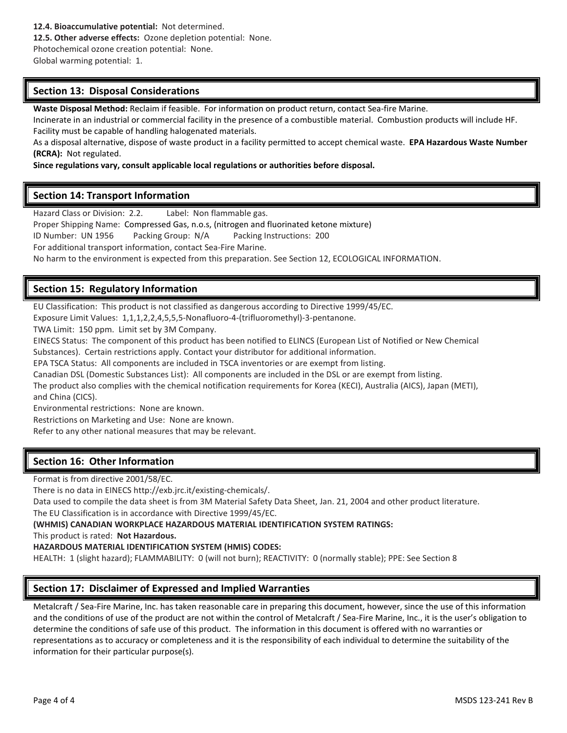**12.4. Bioaccumulative potential:** Not determined.
**12.5. Other adverse effects:** Ozone depletion potential: None.
Photochemical ozone creation potential: None.
Global warming potential: 1.

## Section 13: Disposal Considerations

**Waste Disposal Method:** Reclaim if feasible. For information on product return, contact Sea-fire Marine.
Incinerate in an industrial or commercial facility in the presence of a combustible material. Combustion products will include HF. Facility must be capable of handling halogenated materials.
As a disposal alternative, dispose of waste product in a facility permitted to accept chemical waste. **EPA Hazardous Waste Number (RCRA):** Not regulated.
**Since regulations vary, consult applicable local regulations or authorities before disposal.**

## Section 14: Transport Information

Hazard Class or Division: 2.2. Label: Non flammable gas.
Proper Shipping Name: Compressed Gas, n.o.s, (nitrogen and fluorinated ketone mixture)
ID Number: UN 1956 Packing Group: N/A Packing Instructions: 200
For additional transport information, contact Sea-Fire Marine.
No harm to the environment is expected from this preparation. See Section 12, ECOLOGICAL INFORMATION.

## Section 15: Regulatory Information

EU Classification: This product is not classified as dangerous according to Directive 1999/45/EC.
Exposure Limit Values: 1,1,1,2,2,4,5,5,5-Nonafluoro-4-(trifluoromethyl)-3-pentanone.
TWA Limit: 150 ppm. Limit set by 3M Company.
EINECS Status: The component of this product has been notified to ELINCS (European List of Notified or New Chemical Substances). Certain restrictions apply. Contact your distributor for additional information.
EPA TSCA Status: All components are included in TSCA inventories or are exempt from listing.
Canadian DSL (Domestic Substances List): All components are included in the DSL or are exempt from listing.
The product also complies with the chemical notification requirements for Korea (KECI), Australia (AICS), Japan (METI), and China (CICS).
Environmental restrictions: None are known.
Restrictions on Marketing and Use: None are known.
Refer to any other national measures that may be relevant.

## Section 16: Other Information

Format is from directive 2001/58/EC.
There is no data in EINECS http://exb.jrc.it/existing-chemicals/.
Data used to compile the data sheet is from 3M Material Safety Data Sheet, Jan. 21, 2004 and other product literature.
The EU Classification is in accordance with Directive 1999/45/EC.
**(WHMIS) CANADIAN WORKPLACE HAZARDOUS MATERIAL IDENTIFICATION SYSTEM RATINGS:**
This product is rated: **Not Hazardous.**
**HAZARDOUS MATERIAL IDENTIFICATION SYSTEM (HMIS) CODES:**
HEALTH: 1 (slight hazard); FLAMMABILITY: 0 (will not burn); REACTIVITY: 0 (normally stable); PPE: See Section 8

## Section 17: Disclaimer of Expressed and Implied Warranties

Metalcraft / Sea-Fire Marine, Inc. has taken reasonable care in preparing this document, however, since the use of this information and the conditions of use of the product are not within the control of Metalcraft / Sea-Fire Marine, Inc., it is the user's obligation to determine the conditions of safe use of this product. The information in this document is offered with no warranties or representations as to accuracy or completeness and it is the responsibility of each individual to determine the suitability of the information for their particular purpose(s).